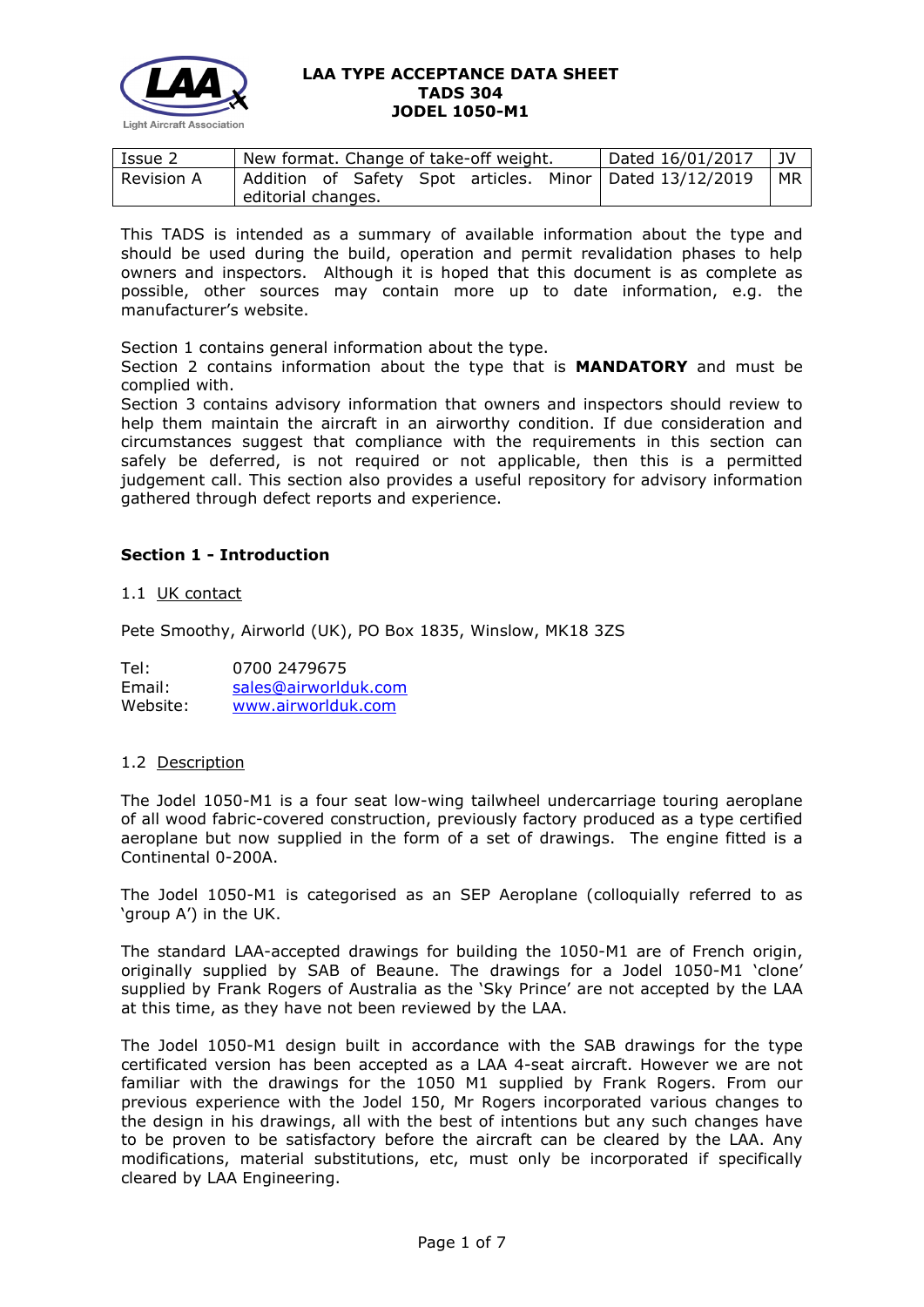# LAA TYPE ACCEPTANCE DATA SHEET
# TADS 304
# JODEL 1050-M1

| Issue 2 | New format. Change of take-off weight. | Dated 16/01/2017 | JV |
|---|---|---|---|
| Revision A | Addition of Safety Spot articles. Minor editorial changes. | Dated 13/12/2019 | MR |

This TADS is intended as a summary of available information about the type and should be used during the build, operation and permit revalidation phases to help owners and inspectors. Although it is hoped that this document is as complete as possible, other sources may contain more up to date information, e.g. the manufacturer's website.

Section 1 contains general information about the type.
Section 2 contains information about the type that is **MANDATORY** and must be complied with.
Section 3 contains advisory information that owners and inspectors should review to help them maintain the aircraft in an airworthy condition. If due consideration and circumstances suggest that compliance with the requirements in this section can safely be deferred, is not required or not applicable, then this is a permitted judgement call. This section also provides a useful repository for advisory information gathered through defect reports and experience.

## Section 1 - Introduction

### 1.1 UK contact

Pete Smoothy, Airworld (UK), PO Box 1835, Winslow, MK18 3ZS

Tel: 0700 2479675
Email: sales@airworlduk.com
Website: www.airworlduk.com

### 1.2 Description

The Jodel 1050-M1 is a four seat low-wing tailwheel undercarriage touring aeroplane of all wood fabric-covered construction, previously factory produced as a type certified aeroplane but now supplied in the form of a set of drawings. The engine fitted is a Continental 0-200A.

The Jodel 1050-M1 is categorised as an SEP Aeroplane (colloquially referred to as 'group A') in the UK.

The standard LAA-accepted drawings for building the 1050-M1 are of French origin, originally supplied by SAB of Beaune. The drawings for a Jodel 1050-M1 'clone' supplied by Frank Rogers of Australia as the 'Sky Prince' are not accepted by the LAA at this time, as they have not been reviewed by the LAA.

The Jodel 1050-M1 design built in accordance with the SAB drawings for the type certificated version has been accepted as a LAA 4-seat aircraft. However we are not familiar with the drawings for the 1050 M1 supplied by Frank Rogers. From our previous experience with the Jodel 150, Mr Rogers incorporated various changes to the design in his drawings, all with the best of intentions but any such changes have to be proven to be satisfactory before the aircraft can be cleared by the LAA. Any modifications, material substitutions, etc, must only be incorporated if specifically cleared by LAA Engineering.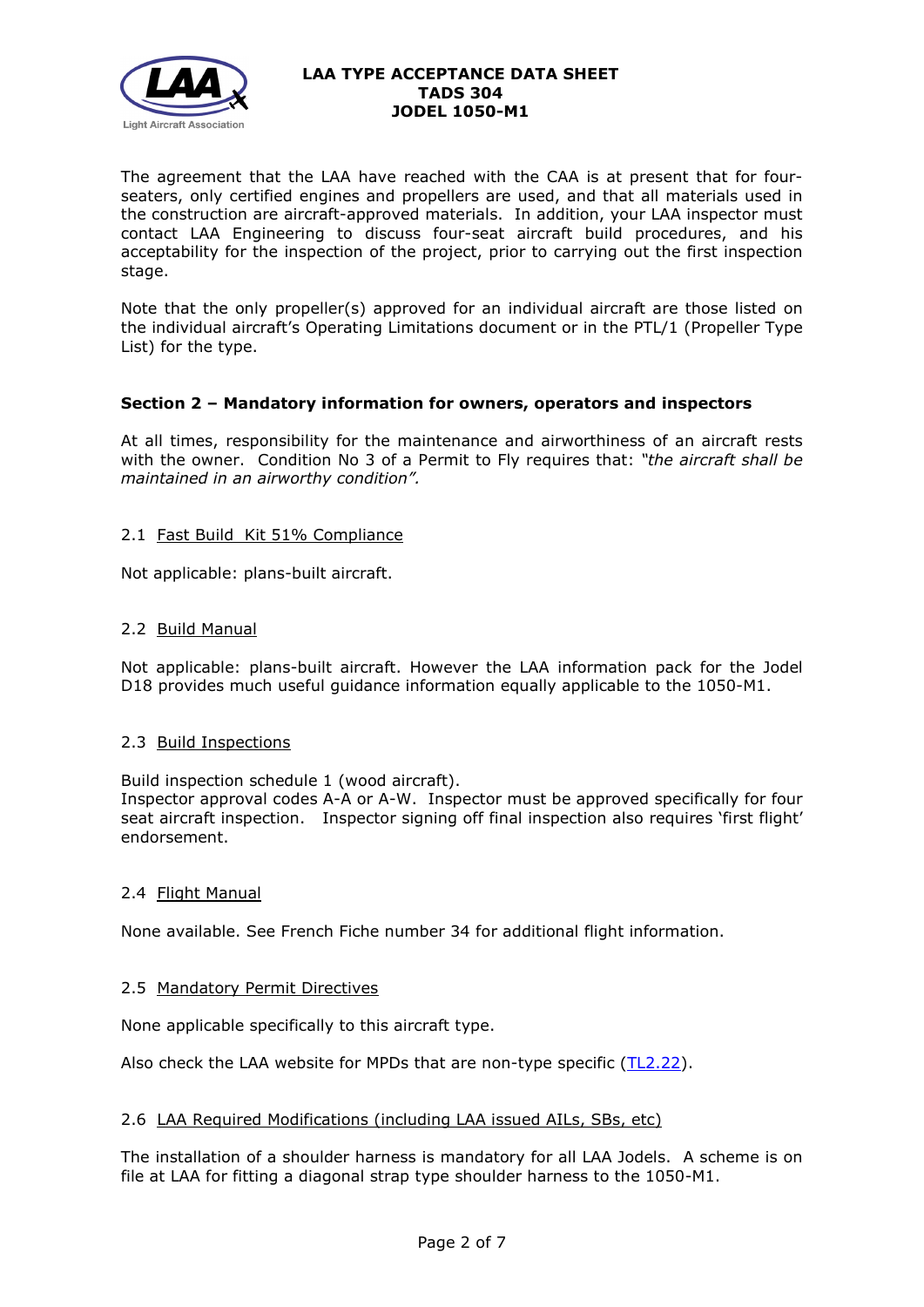The agreement that the LAA have reached with the CAA is at present that for four-seaters, only certified engines and propellers are used, and that all materials used in the construction are aircraft-approved materials. In addition, your LAA inspector must contact LAA Engineering to discuss four-seat aircraft build procedures, and his acceptability for the inspection of the project, prior to carrying out the first inspection stage.

Note that the only propeller(s) approved for an individual aircraft are those listed on the individual aircraft's Operating Limitations document or in the PTL/1 (Propeller Type List) for the type.

## Section 2 – Mandatory information for owners, operators and inspectors

At all times, responsibility for the maintenance and airworthiness of an aircraft rests with the owner. Condition No 3 of a Permit to Fly requires that: *"the aircraft shall be maintained in an airworthy condition".*

### 2.1 Fast Build Kit 51% Compliance

Not applicable: plans-built aircraft.

### 2.2 Build Manual

Not applicable: plans-built aircraft. However the LAA information pack for the Jodel D18 provides much useful guidance information equally applicable to the 1050-M1.

### 2.3 Build Inspections

Build inspection schedule 1 (wood aircraft).
Inspector approval codes A-A or A-W. Inspector must be approved specifically for four seat aircraft inspection. Inspector signing off final inspection also requires 'first flight' endorsement.

### 2.4 Flight Manual

None available. See French Fiche number 34 for additional flight information.

### 2.5 Mandatory Permit Directives

None applicable specifically to this aircraft type.

Also check the LAA website for MPDs that are non-type specific (TL2.22).

### 2.6 LAA Required Modifications (including LAA issued AILs, SBs, etc)

The installation of a shoulder harness is mandatory for all LAA Jodels. A scheme is on file at LAA for fitting a diagonal strap type shoulder harness to the 1050-M1.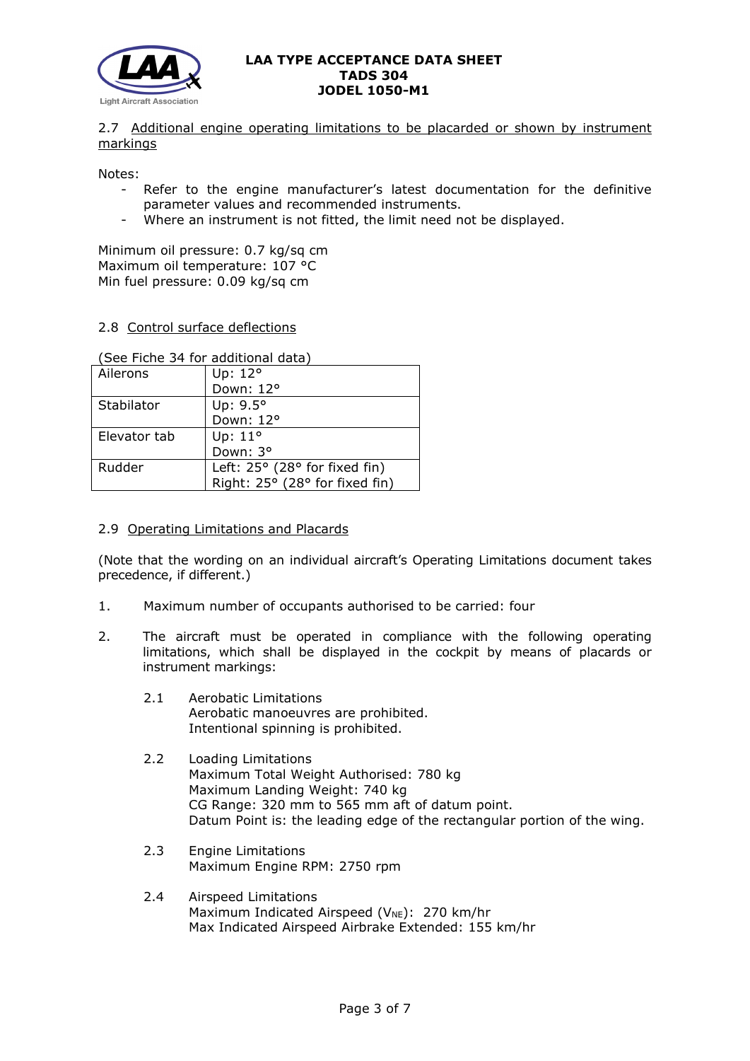2.7 Additional engine operating limitations to be placarded or shown by instrument markings

Notes:
- Refer to the engine manufacturer's latest documentation for the definitive parameter values and recommended instruments.
- Where an instrument is not fitted, the limit need not be displayed.

Minimum oil pressure: 0.7 kg/sq cm
Maximum oil temperature: 107 °C
Min fuel pressure: 0.09 kg/sq cm

2.8 Control surface deflections

(See Fiche 34 for additional data)

| | |
|---|---|
| Ailerons | Up: 12°<br>Down: 12° |
| Stabilator | Up: 9.5°<br>Down: 12° |
| Elevator tab | Up: 11°<br>Down: 3° |
| Rudder | Left: 25° (28° for fixed fin)<br>Right: 25° (28° for fixed fin) |

2.9 Operating Limitations and Placards

(Note that the wording on an individual aircraft's Operating Limitations document takes precedence, if different.)

1. Maximum number of occupants authorised to be carried: four

2. The aircraft must be operated in compliance with the following operating limitations, which shall be displayed in the cockpit by means of placards or instrument markings:

   2.1 Aerobatic Limitations
   Aerobatic manoeuvres are prohibited.
   Intentional spinning is prohibited.

   2.2 Loading Limitations
   Maximum Total Weight Authorised: 780 kg
   Maximum Landing Weight: 740 kg
   CG Range: 320 mm to 565 mm aft of datum point.
   Datum Point is: the leading edge of the rectangular portion of the wing.

   2.3 Engine Limitations
   Maximum Engine RPM: 2750 rpm

   2.4 Airspeed Limitations
   Maximum Indicated Airspeed ($V_{NE}$): 270 km/hr
   Max Indicated Airspeed Airbrake Extended: 155 km/hr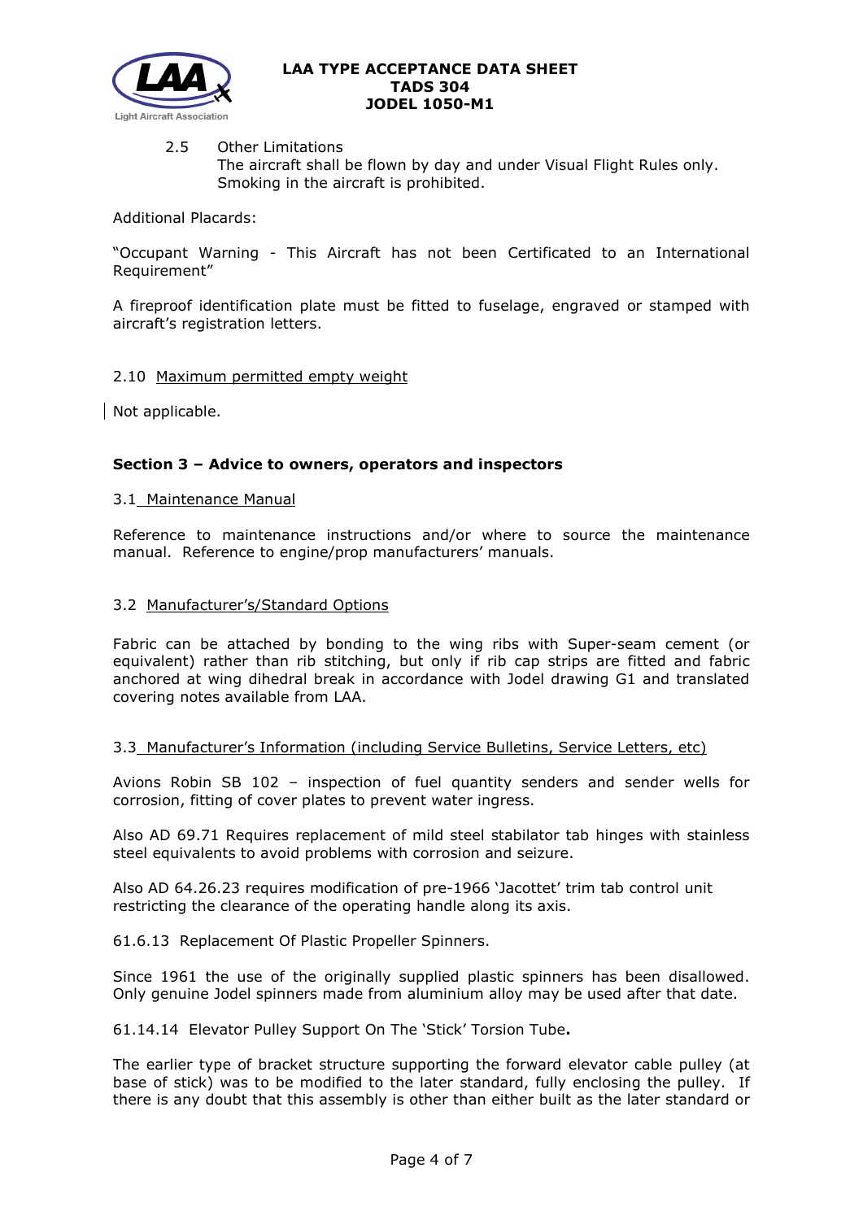2.5 Other Limitations
The aircraft shall be flown by day and under Visual Flight Rules only. Smoking in the aircraft is prohibited.

Additional Placards:

"Occupant Warning - This Aircraft has not been Certificated to an International Requirement"

A fireproof identification plate must be fitted to fuselage, engraved or stamped with aircraft's registration letters.

2.10 Maximum permitted empty weight

Not applicable.

## Section 3 – Advice to owners, operators and inspectors

3.1 Maintenance Manual

Reference to maintenance instructions and/or where to source the maintenance manual. Reference to engine/prop manufacturers' manuals.

3.2 Manufacturer's/Standard Options

Fabric can be attached by bonding to the wing ribs with Super-seam cement (or equivalent) rather than rib stitching, but only if rib cap strips are fitted and fabric anchored at wing dihedral break in accordance with Jodel drawing G1 and translated covering notes available from LAA.

3.3 Manufacturer's Information (including Service Bulletins, Service Letters, etc)

Avions Robin SB 102 – inspection of fuel quantity senders and sender wells for corrosion, fitting of cover plates to prevent water ingress.

Also AD 69.71 Requires replacement of mild steel stabilator tab hinges with stainless steel equivalents to avoid problems with corrosion and seizure.

Also AD 64.26.23 requires modification of pre-1966 'Jacottet' trim tab control unit restricting the clearance of the operating handle along its axis.

61.6.13 Replacement Of Plastic Propeller Spinners.

Since 1961 the use of the originally supplied plastic spinners has been disallowed. Only genuine Jodel spinners made from aluminium alloy may be used after that date.

61.14.14 Elevator Pulley Support On The 'Stick' Torsion Tube**.**

The earlier type of bracket structure supporting the forward elevator cable pulley (at base of stick) was to be modified to the later standard, fully enclosing the pulley. If there is any doubt that this assembly is other than either built as the later standard or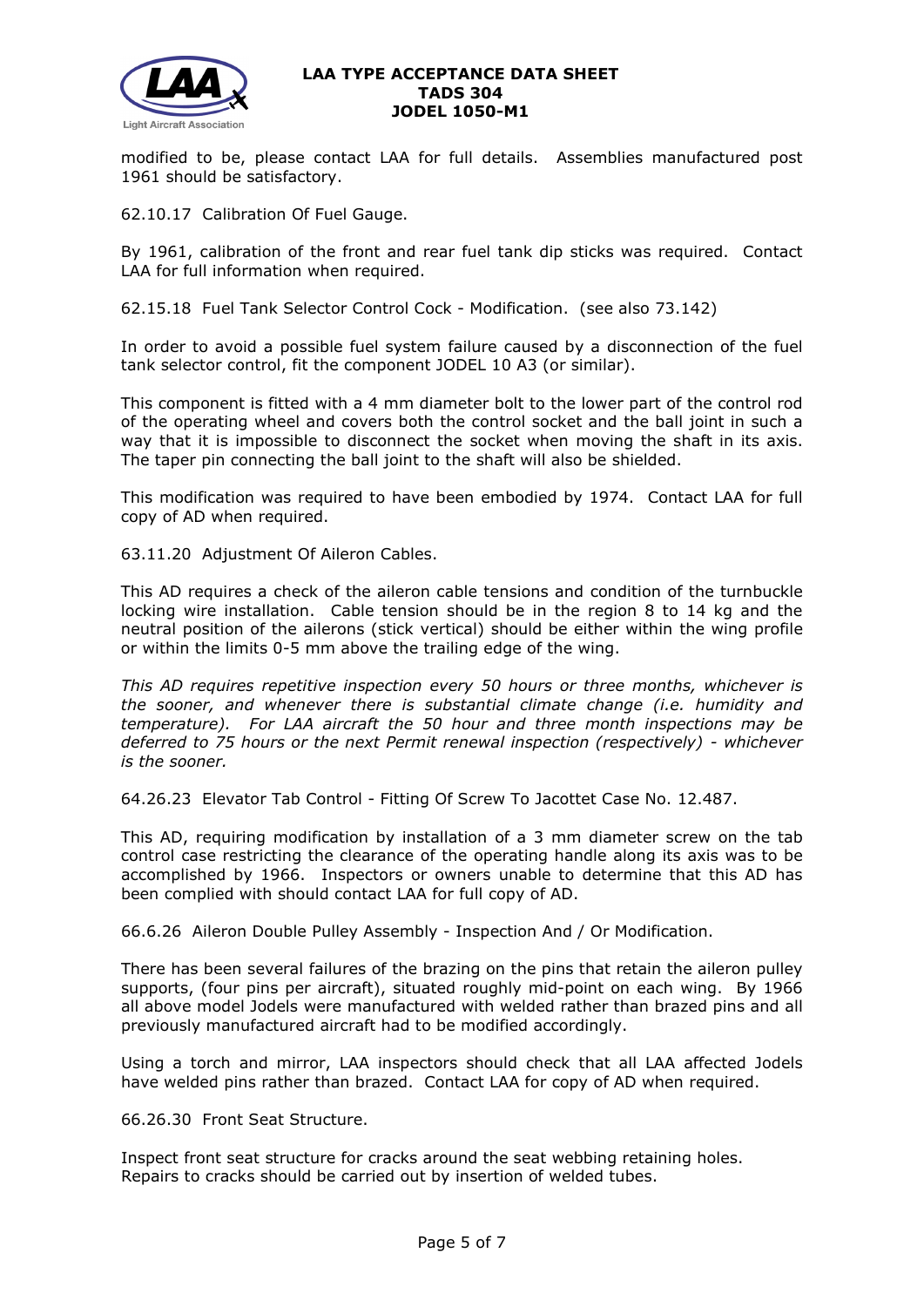modified to be, please contact LAA for full details. Assemblies manufactured post 1961 should be satisfactory.

62.10.17 Calibration Of Fuel Gauge.

By 1961, calibration of the front and rear fuel tank dip sticks was required. Contact LAA for full information when required.

62.15.18 Fuel Tank Selector Control Cock - Modification. (see also 73.142)

In order to avoid a possible fuel system failure caused by a disconnection of the fuel tank selector control, fit the component JODEL 10 A3 (or similar).

This component is fitted with a 4 mm diameter bolt to the lower part of the control rod of the operating wheel and covers both the control socket and the ball joint in such a way that it is impossible to disconnect the socket when moving the shaft in its axis. The taper pin connecting the ball joint to the shaft will also be shielded.

This modification was required to have been embodied by 1974. Contact LAA for full copy of AD when required.

63.11.20 Adjustment Of Aileron Cables.

This AD requires a check of the aileron cable tensions and condition of the turnbuckle locking wire installation. Cable tension should be in the region 8 to 14 kg and the neutral position of the ailerons (stick vertical) should be either within the wing profile or within the limits 0-5 mm above the trailing edge of the wing.

*This AD requires repetitive inspection every 50 hours or three months, whichever is the sooner, and whenever there is substantial climate change (i.e. humidity and temperature). For LAA aircraft the 50 hour and three month inspections may be deferred to 75 hours or the next Permit renewal inspection (respectively) - whichever is the sooner.*

64.26.23 Elevator Tab Control - Fitting Of Screw To Jacottet Case No. 12.487.

This AD, requiring modification by installation of a 3 mm diameter screw on the tab control case restricting the clearance of the operating handle along its axis was to be accomplished by 1966. Inspectors or owners unable to determine that this AD has been complied with should contact LAA for full copy of AD.

66.6.26 Aileron Double Pulley Assembly - Inspection And / Or Modification.

There has been several failures of the brazing on the pins that retain the aileron pulley supports, (four pins per aircraft), situated roughly mid-point on each wing. By 1966 all above model Jodels were manufactured with welded rather than brazed pins and all previously manufactured aircraft had to be modified accordingly.

Using a torch and mirror, LAA inspectors should check that all LAA affected Jodels have welded pins rather than brazed. Contact LAA for copy of AD when required.

66.26.30 Front Seat Structure.

Inspect front seat structure for cracks around the seat webbing retaining holes.
Repairs to cracks should be carried out by insertion of welded tubes.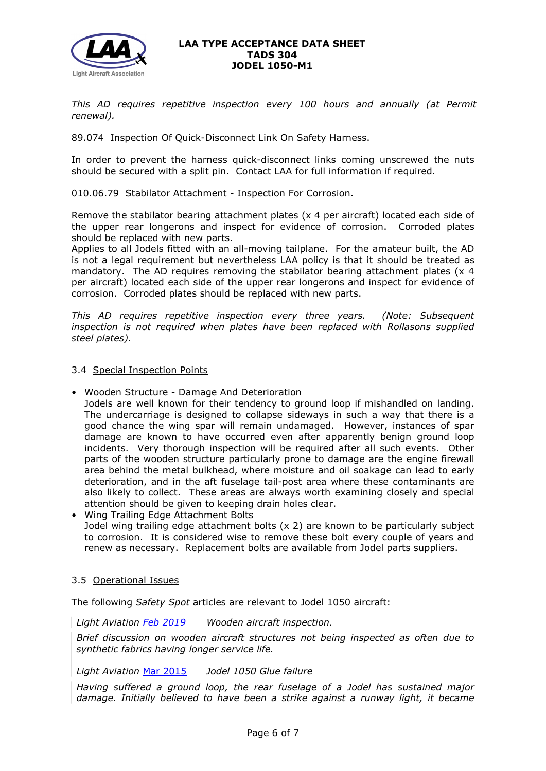*This AD requires repetitive inspection every 100 hours and annually (at Permit renewal).*

89.074 Inspection Of Quick-Disconnect Link On Safety Harness.

In order to prevent the harness quick-disconnect links coming unscrewed the nuts should be secured with a split pin. Contact LAA for full information if required.

010.06.79 Stabilator Attachment - Inspection For Corrosion.

Remove the stabilator bearing attachment plates (x 4 per aircraft) located each side of the upper rear longerons and inspect for evidence of corrosion. Corroded plates should be replaced with new parts.
Applies to all Jodels fitted with an all-moving tailplane. For the amateur built, the AD is not a legal requirement but nevertheless LAA policy is that it should be treated as mandatory. The AD requires removing the stabilator bearing attachment plates (x 4 per aircraft) located each side of the upper rear longerons and inspect for evidence of corrosion. Corroded plates should be replaced with new parts.

*This AD requires repetitive inspection every three years. (Note: Subsequent inspection is not required when plates have been replaced with Rollasons supplied steel plates).*

### 3.4 Special Inspection Points

- Wooden Structure - Damage And Deterioration
  Jodels are well known for their tendency to ground loop if mishandled on landing. The undercarriage is designed to collapse sideways in such a way that there is a good chance the wing spar will remain undamaged. However, instances of spar damage are known to have occurred even after apparently benign ground loop incidents. Very thorough inspection will be required after all such events. Other parts of the wooden structure particularly prone to damage are the engine firewall area behind the metal bulkhead, where moisture and oil soakage can lead to early deterioration, and in the aft fuselage tail-post area where these contaminants are also likely to collect. These areas are always worth examining closely and special attention should be given to keeping drain holes clear.
- Wing Trailing Edge Attachment Bolts
  Jodel wing trailing edge attachment bolts (x 2) are known to be particularly subject to corrosion. It is considered wise to remove these bolt every couple of years and renew as necessary. Replacement bolts are available from Jodel parts suppliers.

### 3.5 Operational Issues

The following *Safety Spot* articles are relevant to Jodel 1050 aircraft:

*Light Aviation* [Feb 2019] *Wooden aircraft inspection.*

*Brief discussion on wooden aircraft structures not being inspected as often due to synthetic fabrics having longer service life.*

*Light Aviation* [Mar 2015] *Jodel 1050 Glue failure*

*Having suffered a ground loop, the rear fuselage of a Jodel has sustained major damage. Initially believed to have been a strike against a runway light, it became*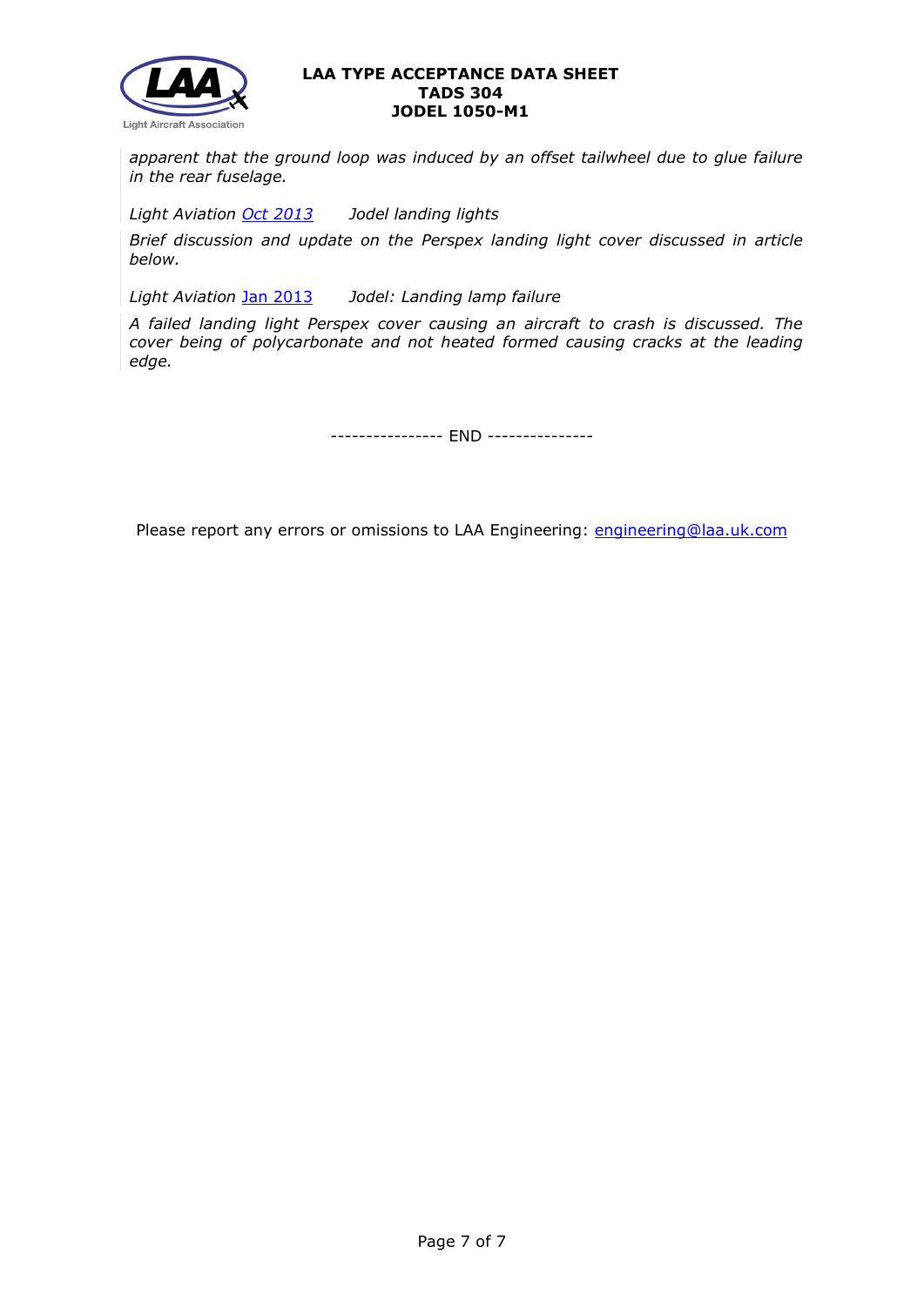*apparent that the ground loop was induced by an offset tailwheel due to glue failure in the rear fuselage.*

*Light Aviation Oct 2013 Jodel landing lights*

*Brief discussion and update on the Perspex landing light cover discussed in article below.*

*Light Aviation Jan 2013 Jodel: Landing lamp failure*

*A failed landing light Perspex cover causing an aircraft to crash is discussed. The cover being of polycarbonate and not heated formed causing cracks at the leading edge.*

---------------- END ---------------

Please report any errors or omissions to LAA Engineering: engineering@laa.uk.com